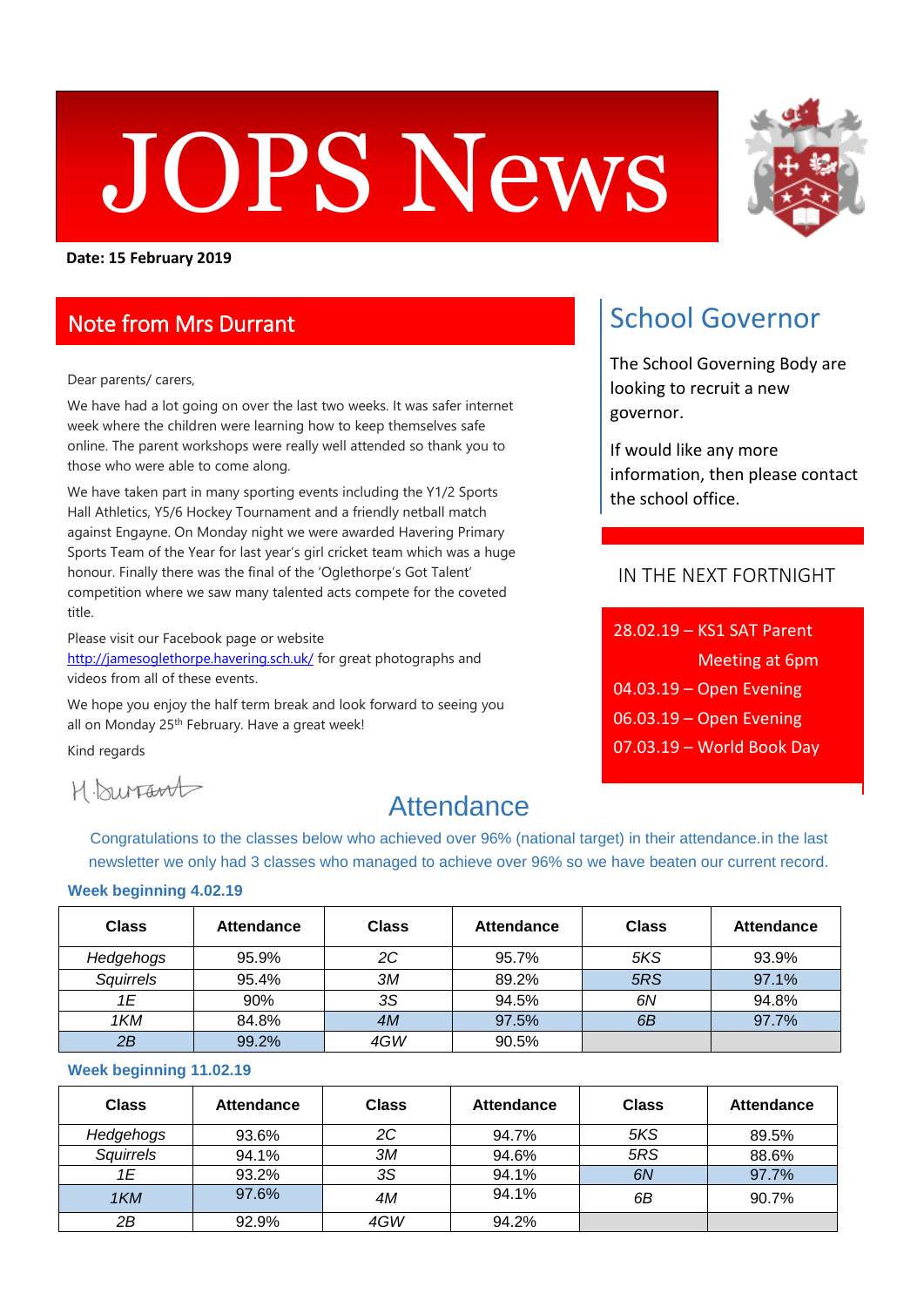# JOPS News

**Date: 15 February 2019**

## Note from Mrs Durrant

Dear parents/ carers,

We have had a lot going on over the last two weeks. It was safer internet week where the children were learning how to keep themselves safe online. The parent workshops were really well attended so thank you to those who were able to come along.

We have taken part in many sporting events including the Y1/2 Sports Hall Athletics, Y5/6 Hockey Tournament and a friendly netball match against Engayne. On Monday night we were awarded Havering Primary Sports Team of the Year for last year's girl cricket team which was a huge honour. Finally there was the final of the 'Oglethorpe's Got Talent' competition where we saw many talented acts compete for the coveted title.

Please visit our Facebook page or website http://jamesoglethorpe.havering.sch.uk/ for great photographs and videos from all of these events.

We hope you enjoy the half term break and look forward to seeing you all on Monday 25th February. Have a great week!

Kind regards

H.Durrant

## School Governor

The School Governing Body are looking to recruit a new governor.

If would like any more information, then please contact the school office.

## IN THE NEXT FORTNIGHT

28.02.19 – KS1 SAT Parent Meeting at 6pm
04.03.19 – Open Evening
06.03.19 – Open Evening
07.03.19 – World Book Day

## Attendance

Congratulations to the classes below who achieved over 96% (national target) in their attendance.in the last newsletter we only had 3 classes who managed to achieve over 96% so we have beaten our current record.

**Week beginning 4.02.19**

| Class | Attendance | Class | Attendance | Class | Attendance |
|---|---|---|---|---|---|
| *Hedgehogs* | 95.9% | *2C* | 95.7% | *5KS* | 93.9% |
| *Squirrels* | 95.4% | *3M* | 89.2% | *5RS* | 97.1% |
| *1E* | 90% | *3S* | 94.5% | *6N* | 94.8% |
| *1KM* | 84.8% | *4M* | 97.5% | *6B* | 97.7% |
| *2B* | 99.2% | *4GW* | 90.5% | | |

**Week beginning 11.02.19**

| Class | Attendance | Class | Attendance | Class | Attendance |
|---|---|---|---|---|---|
| *Hedgehogs* | 93.6% | *2C* | 94.7% | *5KS* | 89.5% |
| *Squirrels* | 94.1% | *3M* | 94.6% | *5RS* | 88.6% |
| *1E* | 93.2% | *3S* | 94.1% | *6N* | 97.7% |
| *1KM* | 97.6% | *4M* | 94.1% | *6B* | 90.7% |
| *2B* | 92.9% | *4GW* | 94.2% | | |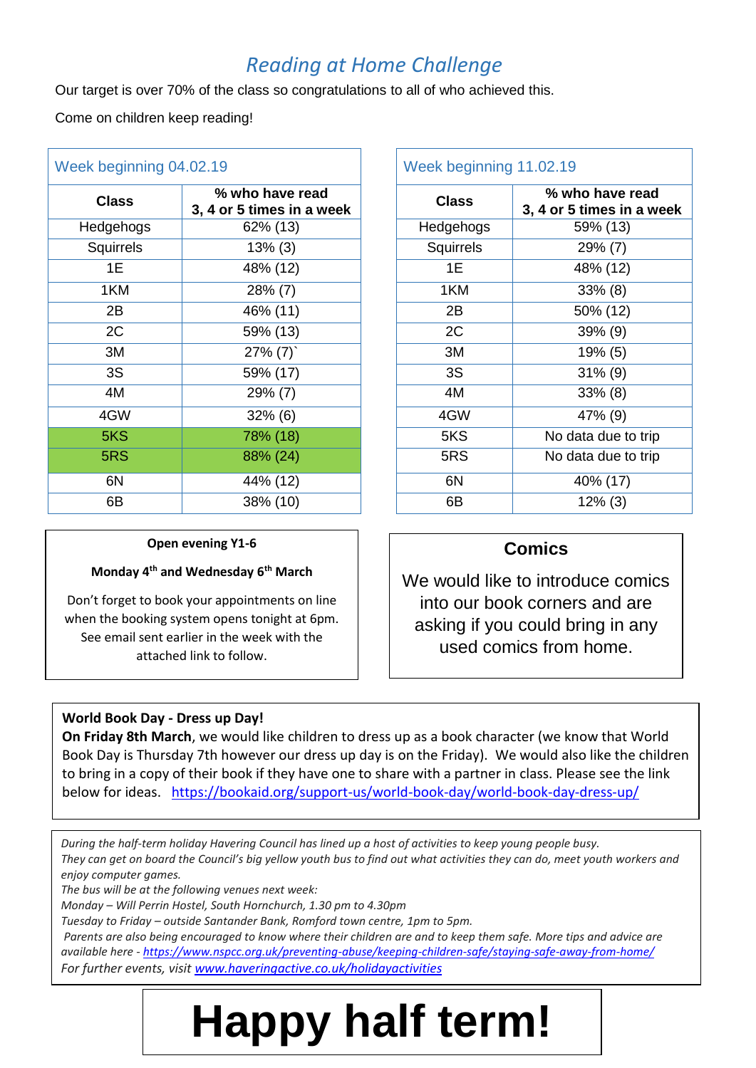# *Reading at Home Challenge*

Our target is over 70% of the class so congratulations to all of who achieved this.

Come on children keep reading!

**Week beginning 04.02.19**

| Class | % who have read 3, 4 or 5 times in a week |
|---|---|
| Hedgehogs | 62% (13) |
| Squirrels | 13% (3) |
| 1E | 48% (12) |
| 1KM | 28% (7) |
| 2B | 46% (11) |
| 2C | 59% (13) |
| 3M | 27% (7)` |
| 3S | 59% (17) |
| 4M | 29% (7) |
| 4GW | 32% (6) |
| 5KS | 78% (18) |
| 5RS | 88% (24) |
| 6N | 44% (12) |
| 6B | 38% (10) |

**Week beginning 11.02.19**

| Class | % who have read 3, 4 or 5 times in a week |
|---|---|
| Hedgehogs | 59% (13) |
| Squirrels | 29% (7) |
| 1E | 48% (12) |
| 1KM | 33% (8) |
| 2B | 50% (12) |
| 2C | 39% (9) |
| 3M | 19% (5) |
| 3S | 31% (9) |
| 4M | 33% (8) |
| 4GW | 47% (9) |
| 5KS | No data due to trip |
| 5RS | No data due to trip |
| 6N | 40% (17) |
| 6B | 12% (3) |

**Open evening Y1-6**

**Monday 4th and Wednesday 6th March**

Don't forget to book your appointments on line when the booking system opens tonight at 6pm. See email sent earlier in the week with the attached link to follow.

## Comics

We would like to introduce comics into our book corners and are asking if you could bring in any used comics from home.

**World Book Day - Dress up Day!**
**On Friday 8th March**, we would like children to dress up as a book character (we know that World Book Day is Thursday 7th however our dress up day is on the Friday). We would also like the children to bring in a copy of their book if they have one to share with a partner in class. Please see the link below for ideas. https://bookaid.org/support-us/world-book-day/world-book-day-dress-up/

*During the half-term holiday Havering Council has lined up a host of activities to keep young people busy.*
*They can get on board the Council's big yellow youth bus to find out what activities they can do, meet youth workers and enjoy computer games.*
*The bus will be at the following venues next week:*
*Monday – Will Perrin Hostel, South Hornchurch, 1.30 pm to 4.30pm*
*Tuesday to Friday – outside Santander Bank, Romford town centre, 1pm to 5pm.*
*Parents are also being encouraged to know where their children are and to keep them safe. More tips and advice are available here - https://www.nspcc.org.uk/preventing-abuse/keeping-children-safe/staying-safe-away-from-home/*
*For further events, visit www.haveringactive.co.uk/holidayactivities*

# Happy half term!